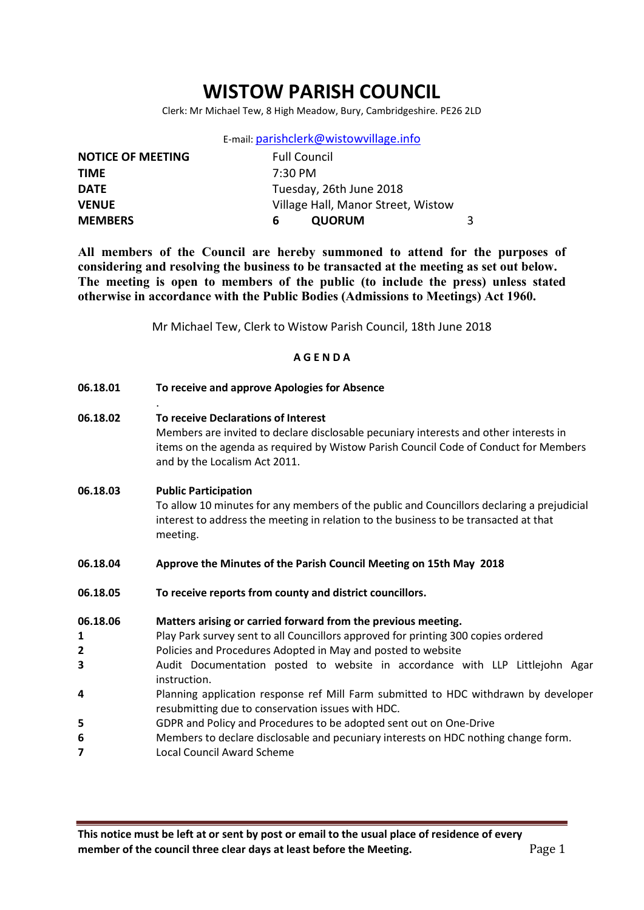# WISTOW PARISH COUNCIL

Clerk: Mr Michael Tew, 8 High Meadow, Bury, Cambridgeshire. PE26 2LD

E-mail: parishclerk@wistowvillage.info

| | | | |
|---|---|---|---|
| **NOTICE OF MEETING** | Full Council | | |
| **TIME** | 7:30 PM | | |
| **DATE** | Tuesday, 26th June 2018 | | |
| **VENUE** | Village Hall, Manor Street, Wistow | | |
| **MEMBERS** | **6** | **QUORUM** | 3 |

**All members of the Council are hereby summoned to attend for the purposes of considering and resolving the business to be transacted at the meeting as set out below. The meeting is open to members of the public (to include the press) unless stated otherwise in accordance with the Public Bodies (Admissions to Meetings) Act 1960.**

Mr Michael Tew, Clerk to Wistow Parish Council, 18th June 2018

## A G E N D A

**06.18.01** **To receive and approve Apologies for Absence**

.

**06.18.02** **To receive Declarations of Interest**
Members are invited to declare disclosable pecuniary interests and other interests in items on the agenda as required by Wistow Parish Council Code of Conduct for Members and by the Localism Act 2011.

**06.18.03** **Public Participation**
To allow 10 minutes for any members of the public and Councillors declaring a prejudicial interest to address the meeting in relation to the business to be transacted at that meeting.

**06.18.04** **Approve the Minutes of the Parish Council Meeting on 15th May 2018**

**06.18.05** **To receive reports from county and district councillors.**

**06.18.06** **Matters arising or carried forward from the previous meeting.**

**1** Play Park survey sent to all Councillors approved for printing 300 copies ordered
**2** Policies and Procedures Adopted in May and posted to website
**3** Audit Documentation posted to website in accordance with LLP Littlejohn Agar instruction.
**4** Planning application response ref Mill Farm submitted to HDC withdrawn by developer resubmitting due to conservation issues with HDC.
**5** GDPR and Policy and Procedures to be adopted sent out on One-Drive
**6** Members to declare disclosable and pecuniary interests on HDC nothing change form.
**7** Local Council Award Scheme

**This notice must be left at or sent by post or email to the usual place of residence of every member of the council three clear days at least before the Meeting.**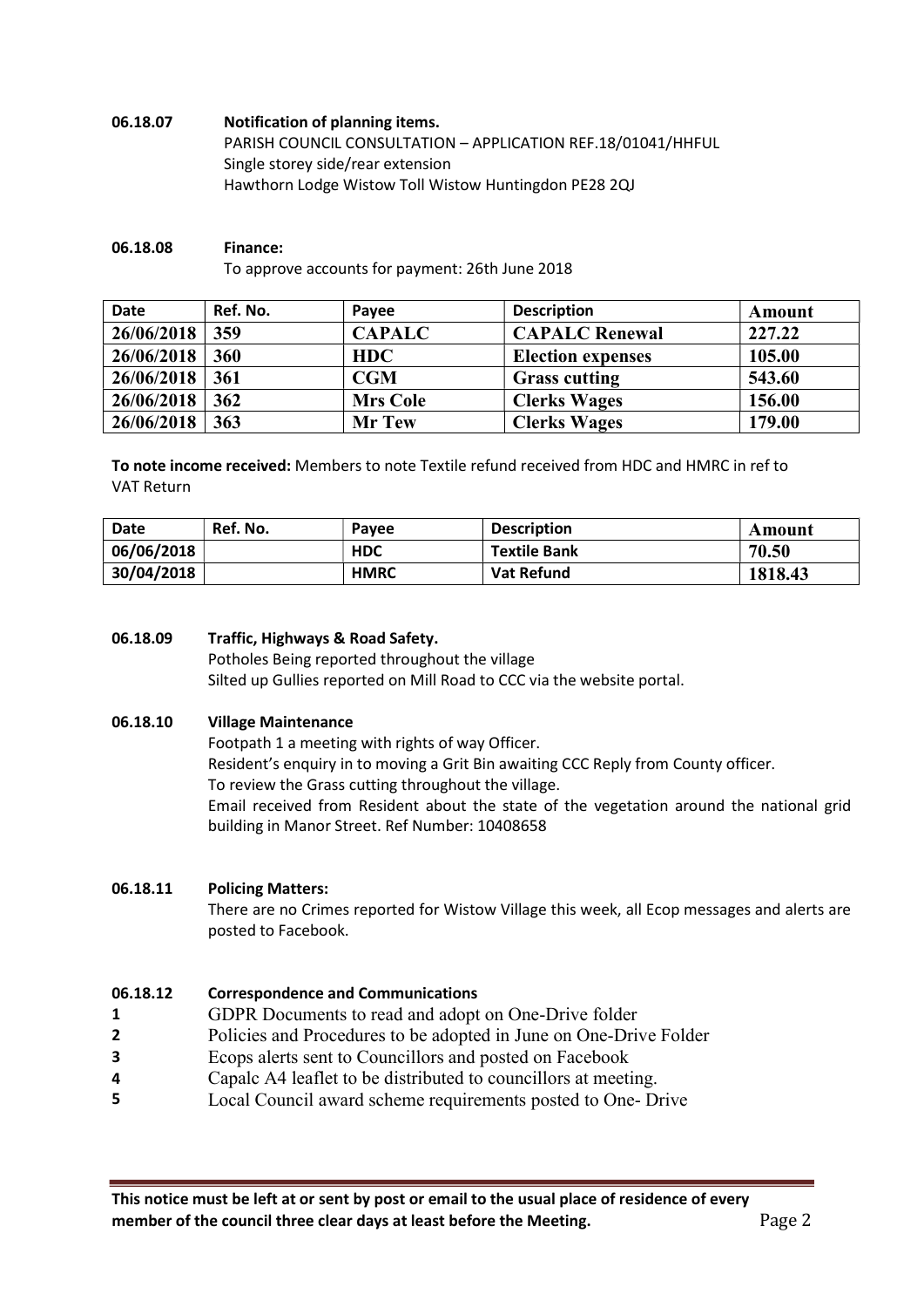**06.18.07 Notification of planning items.**

PARISH COUNCIL CONSULTATION – APPLICATION REF.18/01041/HHFUL
Single storey side/rear extension
Hawthorn Lodge Wistow Toll Wistow Huntingdon PE28 2QJ

**06.18.08 Finance:**

To approve accounts for payment: 26th June 2018

| Date | Ref. No. | Payee | Description | Amount |
|---|---|---|---|---|
| 26/06/2018 | 359 | CAPALC | CAPALC Renewal | 227.22 |
| 26/06/2018 | 360 | HDC | Election expenses | 105.00 |
| 26/06/2018 | 361 | CGM | Grass cutting | 543.60 |
| 26/06/2018 | 362 | Mrs Cole | Clerks Wages | 156.00 |
| 26/06/2018 | 363 | Mr Tew | Clerks Wages | 179.00 |

**To note income received:** Members to note Textile refund received from HDC and HMRC in ref to VAT Return

| Date | Ref. No. | Payee | Description | Amount |
|---|---|---|---|---|
| 06/06/2018 | | HDC | Textile Bank | 70.50 |
| 30/04/2018 | | HMRC | Vat Refund | 1818.43 |

**06.18.09 Traffic, Highways & Road Safety.**

Potholes Being reported throughout the village
Silted up Gullies reported on Mill Road to CCC via the website portal.

**06.18.10 Village Maintenance**

Footpath 1 a meeting with rights of way Officer.
Resident's enquiry in to moving a Grit Bin awaiting CCC Reply from County officer.
To review the Grass cutting throughout the village.
Email received from Resident about the state of the vegetation around the national grid building in Manor Street. Ref Number: 10408658

**06.18.11 Policing Matters:**

There are no Crimes reported for Wistow Village this week, all Ecop messages and alerts are posted to Facebook.

**06.18.12 Correspondence and Communications**

1. GDPR Documents to read and adopt on One-Drive folder
2. Policies and Procedures to be adopted in June on One-Drive Folder
3. Ecops alerts sent to Councillors and posted on Facebook
4. Capalc A4 leaflet to be distributed to councillors at meeting.
5. Local Council award scheme requirements posted to One- Drive

**This notice must be left at or sent by post or email to the usual place of residence of every member of the council three clear days at least before the Meeting.**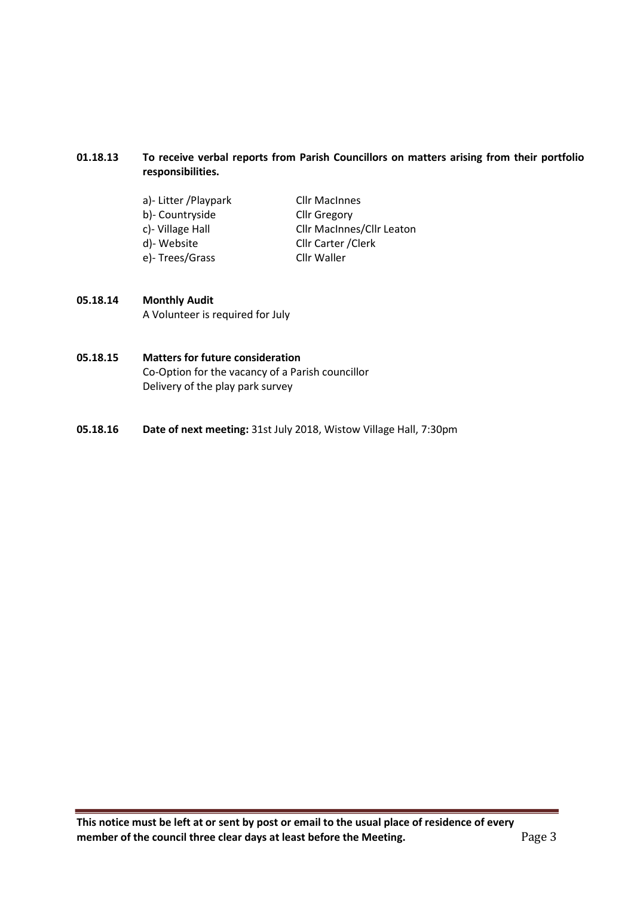**01.18.13 To receive verbal reports from Parish Councillors on matters arising from their portfolio responsibilities.**

| | |
|---|---|
| a)- Litter /Playpark | Cllr MacInnes |
| b)- Countryside | Cllr Gregory |
| c)- Village Hall | Cllr MacInnes/Cllr Leaton |
| d)- Website | Cllr Carter /Clerk |
| e)- Trees/Grass | Cllr Waller |

**05.18.14 Monthly Audit**

A Volunteer is required for July

**05.18.15 Matters for future consideration**

Co-Option for the vacancy of a Parish councillor

Delivery of the play park survey

**05.18.16 Date of next meeting:** 31st July 2018, Wistow Village Hall, 7:30pm

**This notice must be left at or sent by post or email to the usual place of residence of every member of the council three clear days at least before the Meeting.**